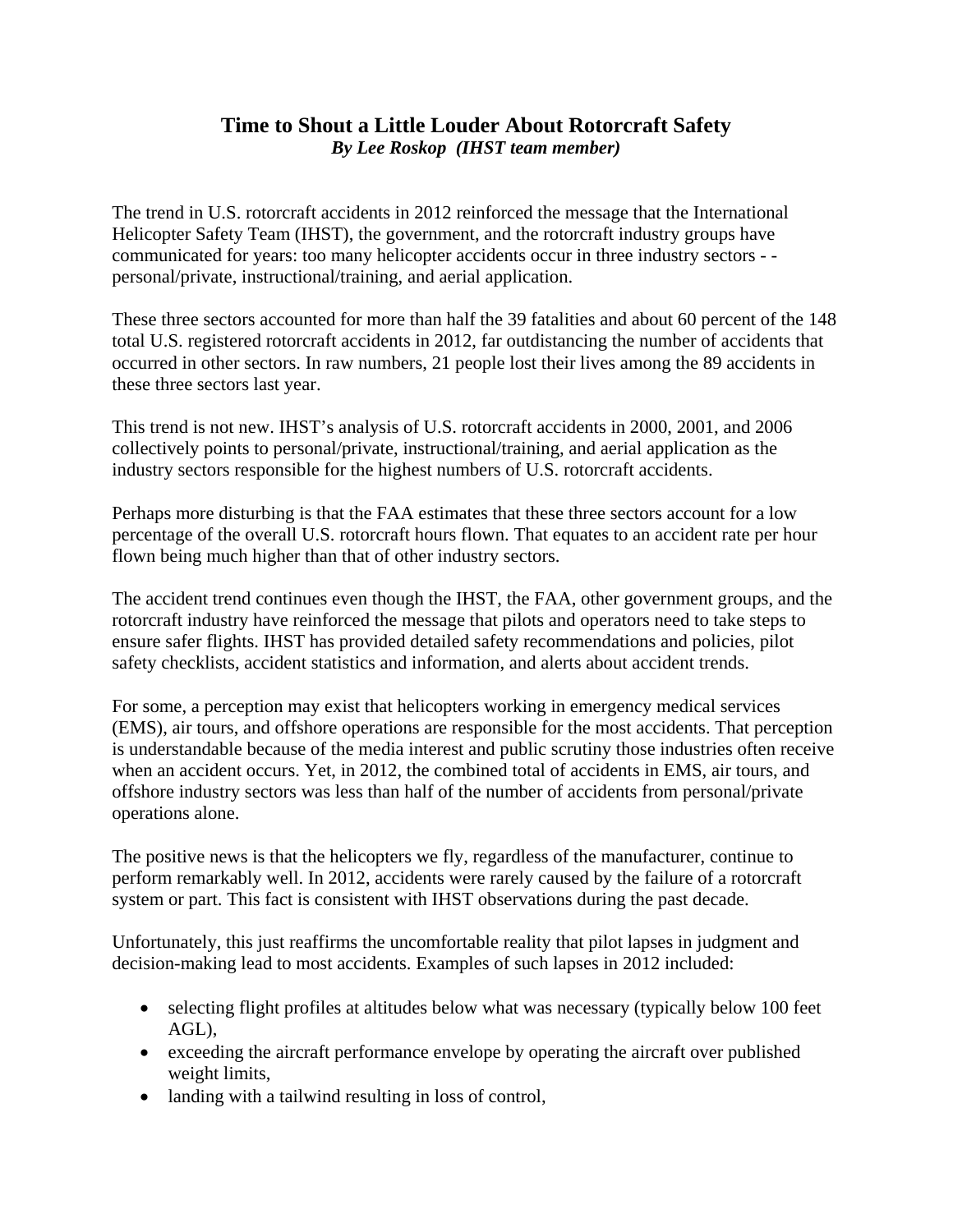# Time to Shout a Little Louder About Rotorcraft Safety

***By Lee Roskop (IHST team member)***

The trend in U.S. rotorcraft accidents in 2012 reinforced the message that the International Helicopter Safety Team (IHST), the government, and the rotorcraft industry groups have communicated for years: too many helicopter accidents occur in three industry sectors - - personal/private, instructional/training, and aerial application.

These three sectors accounted for more than half the 39 fatalities and about 60 percent of the 148 total U.S. registered rotorcraft accidents in 2012, far outdistancing the number of accidents that occurred in other sectors. In raw numbers, 21 people lost their lives among the 89 accidents in these three sectors last year.

This trend is not new. IHST's analysis of U.S. rotorcraft accidents in 2000, 2001, and 2006 collectively points to personal/private, instructional/training, and aerial application as the industry sectors responsible for the highest numbers of U.S. rotorcraft accidents.

Perhaps more disturbing is that the FAA estimates that these three sectors account for a low percentage of the overall U.S. rotorcraft hours flown. That equates to an accident rate per hour flown being much higher than that of other industry sectors.

The accident trend continues even though the IHST, the FAA, other government groups, and the rotorcraft industry have reinforced the message that pilots and operators need to take steps to ensure safer flights. IHST has provided detailed safety recommendations and policies, pilot safety checklists, accident statistics and information, and alerts about accident trends.

For some, a perception may exist that helicopters working in emergency medical services (EMS), air tours, and offshore operations are responsible for the most accidents. That perception is understandable because of the media interest and public scrutiny those industries often receive when an accident occurs. Yet, in 2012, the combined total of accidents in EMS, air tours, and offshore industry sectors was less than half of the number of accidents from personal/private operations alone.

The positive news is that the helicopters we fly, regardless of the manufacturer, continue to perform remarkably well. In 2012, accidents were rarely caused by the failure of a rotorcraft system or part. This fact is consistent with IHST observations during the past decade.

Unfortunately, this just reaffirms the uncomfortable reality that pilot lapses in judgment and decision-making lead to most accidents. Examples of such lapses in 2012 included:

- selecting flight profiles at altitudes below what was necessary (typically below 100 feet AGL),
- exceeding the aircraft performance envelope by operating the aircraft over published weight limits,
- landing with a tailwind resulting in loss of control,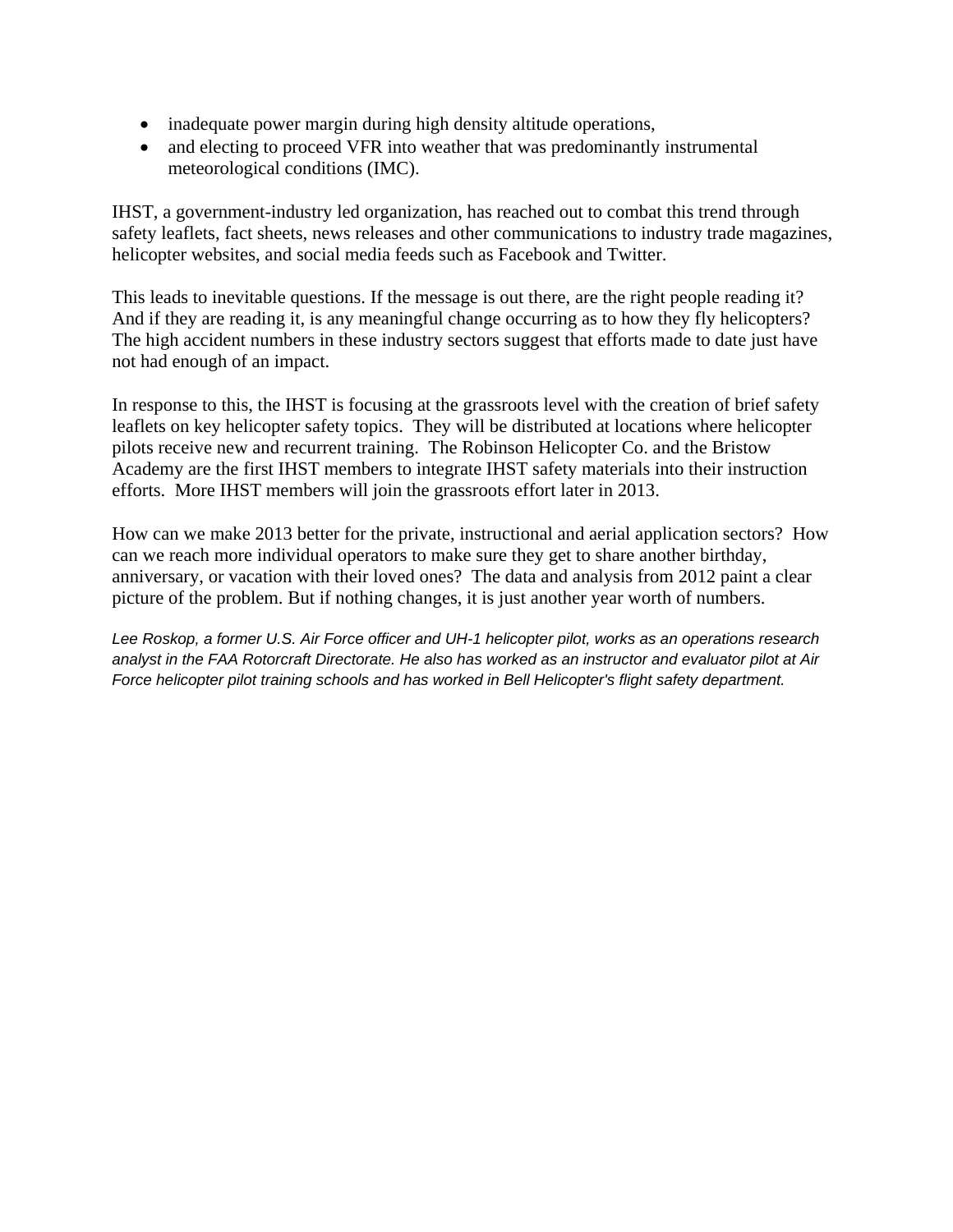- inadequate power margin during high density altitude operations,
- and electing to proceed VFR into weather that was predominantly instrumental meteorological conditions (IMC).

IHST, a government-industry led organization, has reached out to combat this trend through safety leaflets, fact sheets, news releases and other communications to industry trade magazines, helicopter websites, and social media feeds such as Facebook and Twitter.

This leads to inevitable questions. If the message is out there, are the right people reading it? And if they are reading it, is any meaningful change occurring as to how they fly helicopters? The high accident numbers in these industry sectors suggest that efforts made to date just have not had enough of an impact.

In response to this, the IHST is focusing at the grassroots level with the creation of brief safety leaflets on key helicopter safety topics. They will be distributed at locations where helicopter pilots receive new and recurrent training. The Robinson Helicopter Co. and the Bristow Academy are the first IHST members to integrate IHST safety materials into their instruction efforts. More IHST members will join the grassroots effort later in 2013.

How can we make 2013 better for the private, instructional and aerial application sectors? How can we reach more individual operators to make sure they get to share another birthday, anniversary, or vacation with their loved ones? The data and analysis from 2012 paint a clear picture of the problem. But if nothing changes, it is just another year worth of numbers.

*Lee Roskop, a former U.S. Air Force officer and UH-1 helicopter pilot, works as an operations research analyst in the FAA Rotorcraft Directorate. He also has worked as an instructor and evaluator pilot at Air Force helicopter pilot training schools and has worked in Bell Helicopter's flight safety department.*